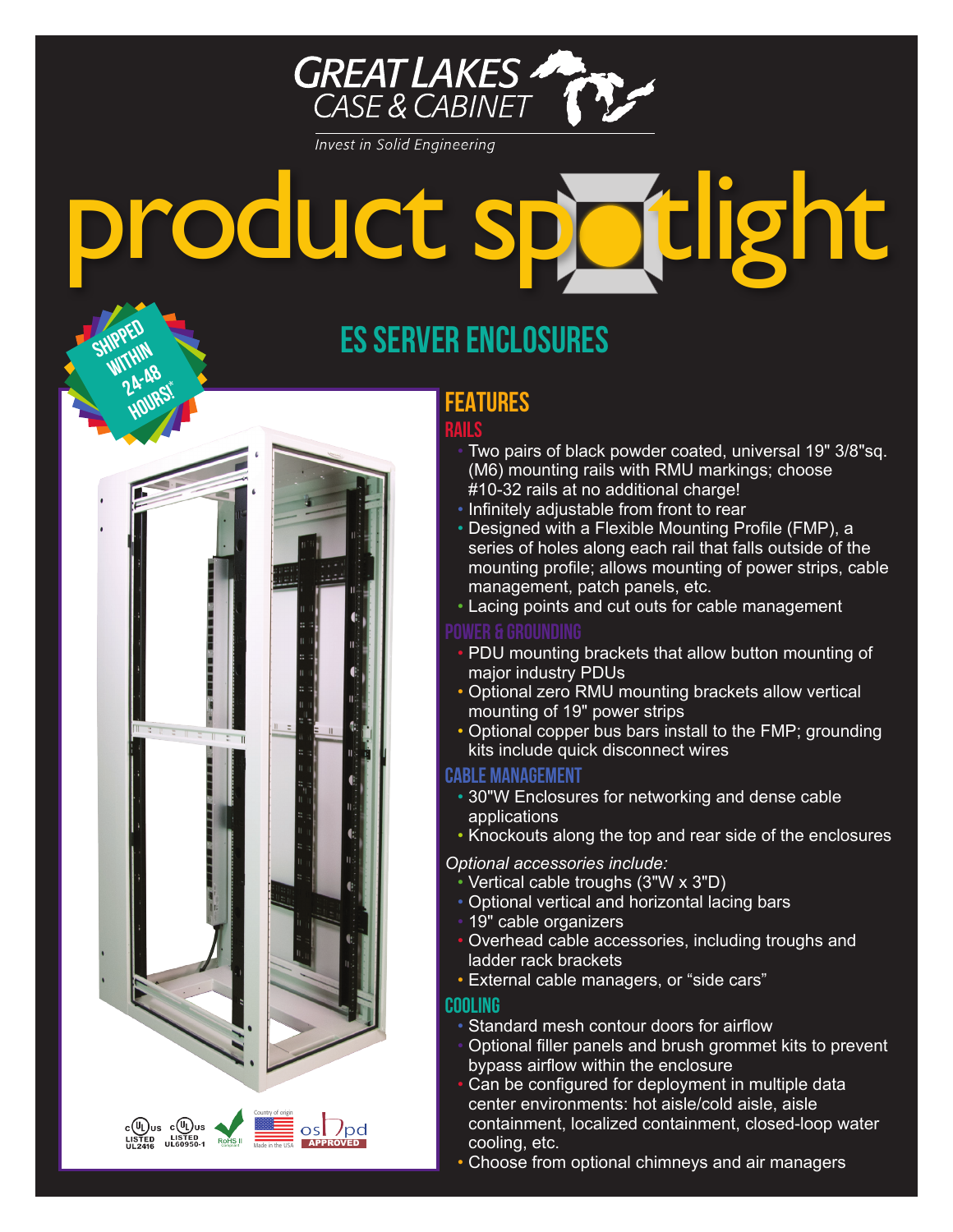GREAT LAKES CASE & CABINET

*Invest in Solid Engineering*

# product spotlight

SHIPPED WITHIN 24-48 HOURS!*

## ES SERVER ENCLOSURES

## FEATURES

### RAILS

- Two pairs of black powder coated, universal 19" 3/8"sq. (M6) mounting rails with RMU markings; choose #10-32 rails at no additional charge!
- Infinitely adjustable from front to rear
- Designed with a Flexible Mounting Profile (FMP), a series of holes along each rail that falls outside of the mounting profile; allows mounting of power strips, cable management, patch panels, etc.
- Lacing points and cut outs for cable management

### POWER & GROUNDING

- PDU mounting brackets that allow button mounting of major industry PDUs
- Optional zero RMU mounting brackets allow vertical mounting of 19" power strips
- Optional copper bus bars install to the FMP; grounding kits include quick disconnect wires

### CABLE MANAGEMENT

- 30"W Enclosures for networking and dense cable applications
- Knockouts along the top and rear side of the enclosures

*Optional accessories include:*

- Vertical cable troughs (3"W x 3"D)
- Optional vertical and horizontal lacing bars
- 19" cable organizers
- Overhead cable accessories, including troughs and ladder rack brackets
- External cable managers, or “side cars”

### COOLING

- Standard mesh contour doors for airflow
- Optional filler panels and brush grommet kits to prevent bypass airflow within the enclosure
- Can be configured for deployment in multiple data center environments: hot aisle/cold aisle, aisle containment, localized containment, closed-loop water cooling, etc.
- Choose from optional chimneys and air managers

c UL us LISTED UL2416 | c UL us LISTED UL60950-1 | RoHS II Compliant | Country of origin Made in the USA | oshpd APPROVED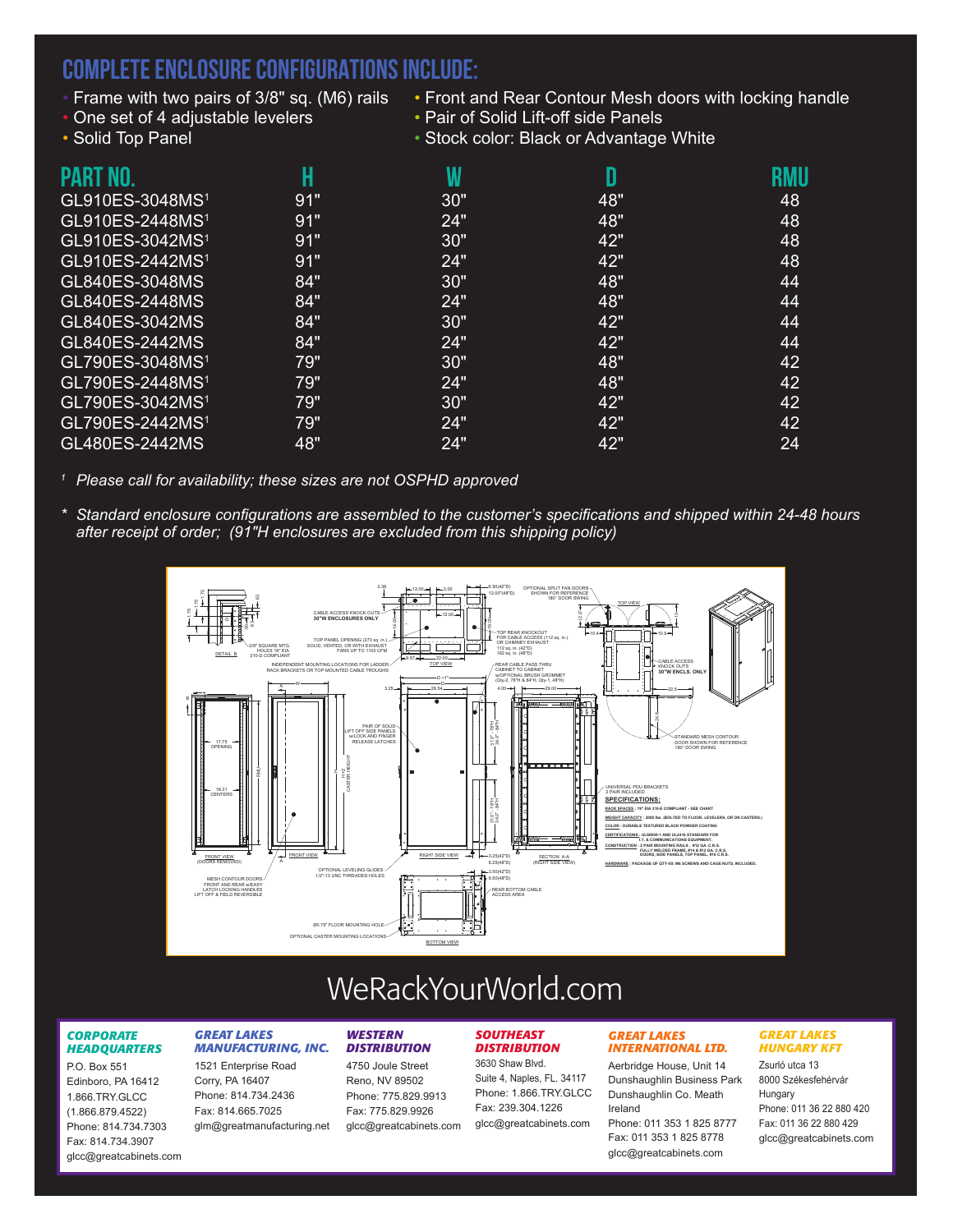# COMPLETE ENCLOSURE CONFIGURATIONS INCLUDE:

- Frame with two pairs of 3/8" sq. (M6) rails
- One set of 4 adjustable levelers
- Solid Top Panel
- Front and Rear Contour Mesh doors with locking handle
- Pair of Solid Lift-off side Panels
- Stock color: Black or Advantage White

| PART NO. | H | W | D | RMU |
|---|---|---|---|---|
| GL910ES-3048MS[1] | 91" | 30" | 48" | 48 |
| GL910ES-2448MS[1] | 91" | 24" | 48" | 48 |
| GL910ES-3042MS[1] | 91" | 30" | 42" | 48 |
| GL910ES-2442MS[1] | 91" | 24" | 42" | 48 |
| GL840ES-3048MS | 84" | 30" | 48" | 44 |
| GL840ES-2448MS | 84" | 24" | 48" | 44 |
| GL840ES-3042MS | 84" | 30" | 42" | 44 |
| GL840ES-2442MS | 84" | 24" | 42" | 44 |
| GL790ES-3048MS[1] | 79" | 30" | 48" | 42 |
| GL790ES-2448MS[1] | 79" | 24" | 48" | 42 |
| GL790ES-3042MS[1] | 79" | 30" | 42" | 42 |
| GL790ES-2442MS[1] | 79" | 24" | 42" | 42 |
| GL480ES-2442MS | 48" | 24" | 42" | 24 |

[1] *Please call for availability; these sizes are not OSPHD approved*

\* *Standard enclosure configurations are assembled to the customer's specifications and shipped within 24-48 hours after receipt of order; (91"H enclosures are excluded from this shipping policy)*

DETAIL B
3/8" SQUARE MTG. HOLES 19" EIA 310-D COMPLIANT
CABLE ACCESS KNOCK OUTS 30"W ENCLOSURES ONLY
TOP PANEL OPENING (273 sq. in.) SOLID, VENTED, OR WITH EXHAUST FANS UP TO 1100 CFM
INDEPENDENT MOUNTING LOCATIONS FOR LADDER RACK BRACKETS OR TOP MOUNTED CABLE TROUGHS
OPTIONAL SPLIT FAN DOORS SHOWN FOR REFERENCE 180° DOOR SWING
TOP REAR KNOCKOUT FOR CABLE ACCESS (112 sq. in.) OR CHIMNEY EXHAUST 112 sq. in. (42"D) 162 sq. in. (48"D)
REAR CABLE PASS THRU CABINET TO CABINET w/OPTIONAL BRUSH GROMMET (Qty-2, 78"H & 84"H; Qty-1, 48"H)
TOP VIEW
CABLE ACCESS KNOCK OUTS 30"W ENCLS. ONLY
STANDARD MESH CONTOUR DOOR SHOWN FOR REFERENCE 180° DOOR SWING
PAIR OF SOLID LIFT OFF SIDE PANELS w/LOCK AND FINGER RELEASE LATCHES
FRONT VIEW (DOORS REMOVED)
FRONT VIEW
RIGHT SIDE VIEW
SECTION A-A (RIGHT SIDE VIEW)
MESH CONTOUR DOORS FRONT AND REAR w/EASY LATCH LOCKING HANDLES LIFT OFF & FIELD REVERSIBLE
OPTIONAL LEVELING GLIDES 1/2"-13 UNC THREADED HOLES
REAR BOTTOM CABLE ACCESS AREA
Ø0.75" FLOOR MOUNTING HOLE
OPTIONAL CASTER MOUNTING LOCATIONS
BOTTOM VIEW
UNIVERSAL PDU BRACKETS 2 PAIR INCLUDED

SPECIFICATIONS:
RACK SPACES : 19" EIA 310-E COMPLIANT - SEE CHART
WEIGHT CAPACITY : 2000 lbs. (BOLTED TO FLOOR, LEVELERS, OR ON CASTERS)
COLOR : DURABLE TEXTURED BLACK POWDER COATING
CERTIFICATIONS : UL60950-1 AND UL2416 STANDARD FOR I.T. & COMMUNICATIONS EQUIPMENT
CONSTRUCTION : 2 PAIR MOUNTING RAILS, #12 GA. C.R.S. FULLY WELDED FRAME, #14 & #12 GA. C.R.S. DOORS, SIDE PANELS, TOP PANEL, #16 C.R.S.
HARDWARE : PACKAGE OF QTY-50; M6 SCREWS AND CAGE NUTS, INCLUDED.

WeRackYourWorld.com

**CORPORATE HEADQUARTERS**
P.O. Box 551
Edinboro, PA 16412
1.866.TRY.GLCC
(1.866.879.4522)
Phone: 814.734.7303
Fax: 814.734.3907
glcc@greatcabinets.com

**GREAT LAKES MANUFACTURING, INC.**
1521 Enterprise Road
Corry, PA 16407
Phone: 814.734.2436
Fax: 814.665.7025
glm@greatmanufacturing.net

**WESTERN DISTRIBUTION**
4750 Joule Street
Reno, NV 89502
Phone: 775.829.9913
Fax: 775.829.9926
glcc@greatcabinets.com

**SOUTHEAST DISTRIBUTION**
3630 Shaw Blvd.
Suite 4, Naples, FL. 34117
Phone: 1.866.TRY.GLCC
Fax: 239.304.1226
glcc@greatcabinets.com

**GREAT LAKES INTERNATIONAL LTD.**
Aerbridge House, Unit 14
Dunshaughlin Business Park
Dunshaughlin Co. Meath
Ireland
Phone: 011 353 1 825 8777
Fax: 011 353 1 825 8778
glcc@greatcabinets.com

**GREAT LAKES HUNGARY KFT**
Zsurló utca 13
8000 Székesfehérvár
Hungary
Phone: 011 36 22 880 420
Fax: 011 36 22 880 429
glcc@greatcabinets.com